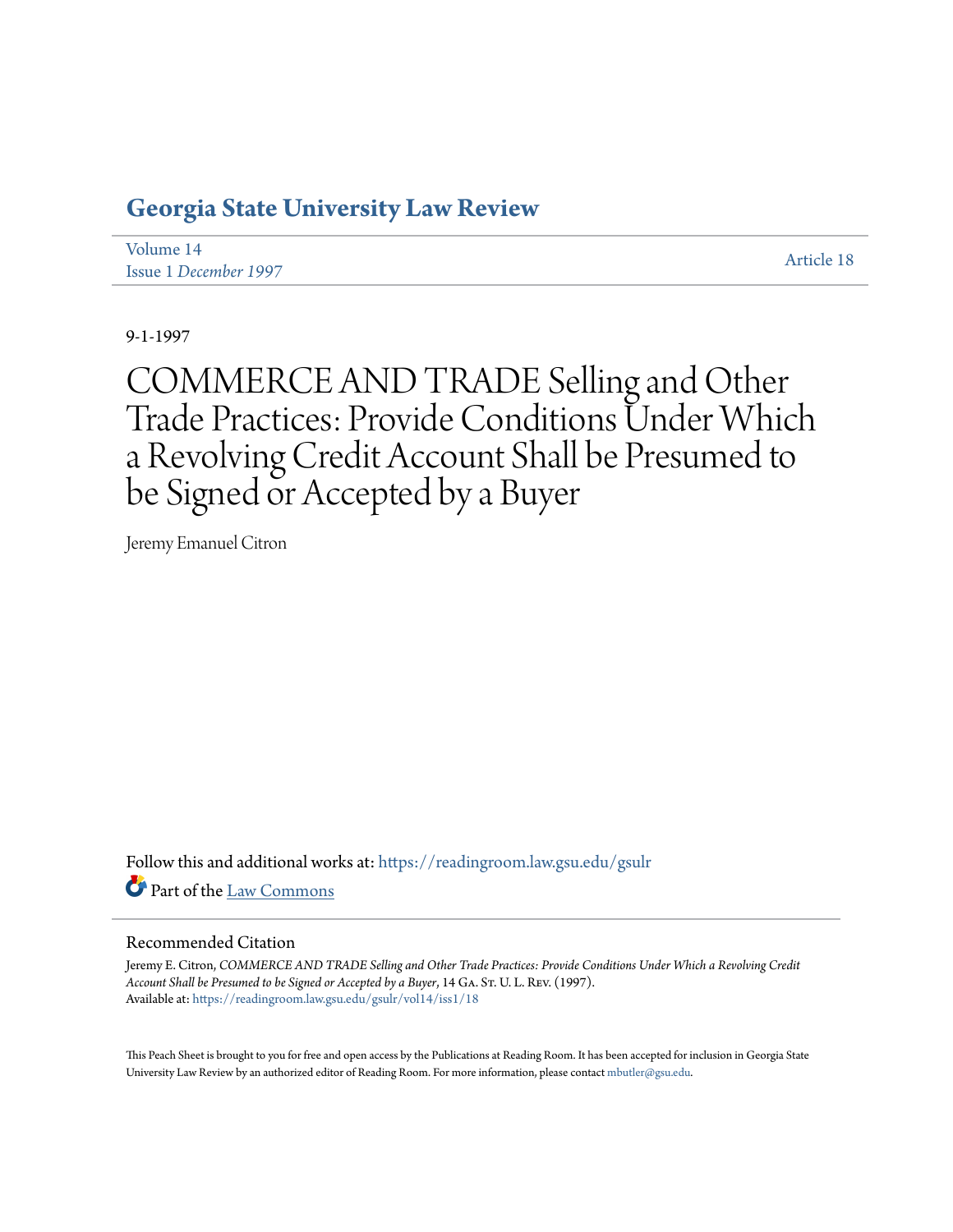# Georgia State University Law Review

Volume 14
Issue 1 *December 1997*

Article 18

9-1-1997

# COMMERCE AND TRADE Selling and Other Trade Practices: Provide Conditions Under Which a Revolving Credit Account Shall be Presumed to be Signed or Accepted by a Buyer

Jeremy Emanuel Citron

Follow this and additional works at: https://readingroom.law.gsu.edu/gsulr

Part of the Law Commons

## Recommended Citation

Jeremy E. Citron, *COMMERCE AND TRADE Selling and Other Trade Practices: Provide Conditions Under Which a Revolving Credit Account Shall be Presumed to be Signed or Accepted by a Buyer*, 14 Ga. St. U. L. Rev. (1997).
Available at: https://readingroom.law.gsu.edu/gsulr/vol14/iss1/18

This Peach Sheet is brought to you for free and open access by the Publications at Reading Room. It has been accepted for inclusion in Georgia State University Law Review by an authorized editor of Reading Room. For more information, please contact mbutler@gsu.edu.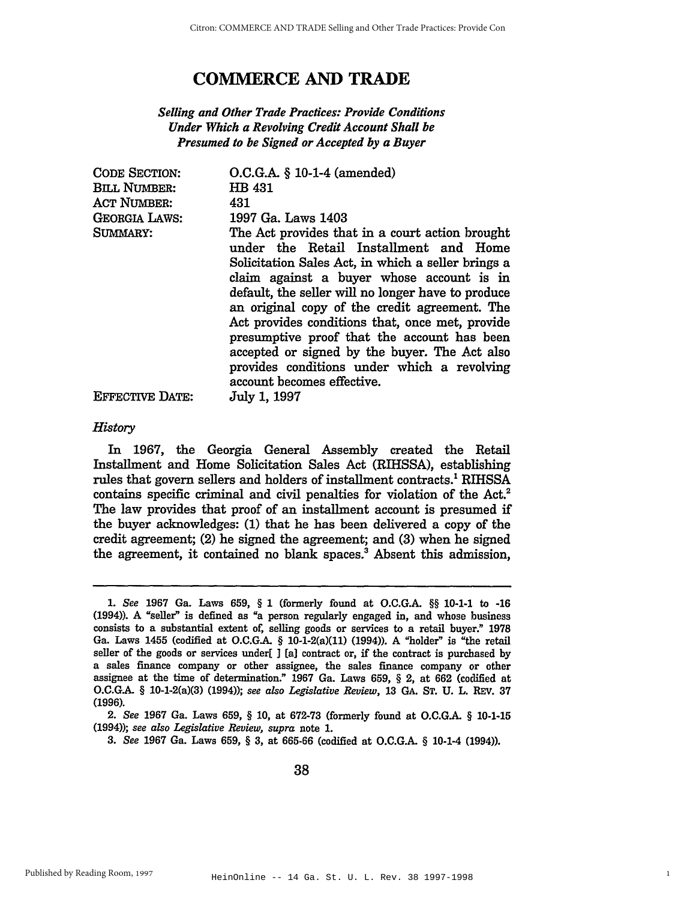# COMMERCE AND TRADE

***Selling and Other Trade Practices: Provide Conditions Under Which a Revolving Credit Account Shall be Presumed to be Signed or Accepted by a Buyer***

| | |
|---|---|
| CODE SECTION: | O.C.G.A. § 10-1-4 (amended) |
| BILL NUMBER: | HB 431 |
| ACT NUMBER: | 431 |
| GEORGIA LAWS: | 1997 Ga. Laws 1403 |
| SUMMARY: | The Act provides that in a court action brought under the Retail Installment and Home Solicitation Sales Act, in which a seller brings a claim against a buyer whose account is in default, the seller will no longer have to produce an original copy of the credit agreement. The Act provides conditions that, once met, provide presumptive proof that the account has been accepted or signed by the buyer. The Act also provides conditions under which a revolving account becomes effective. |
| EFFECTIVE DATE: | July 1, 1997 |

*History*

In 1967, the Georgia General Assembly created the Retail Installment and Home Solicitation Sales Act (RIHSSA), establishing rules that govern sellers and holders of installment contracts.[1] RIHSSA contains specific criminal and civil penalties for violation of the Act.[2] The law provides that proof of an installment account is presumed if the buyer acknowledges: (1) that he has been delivered a copy of the credit agreement; (2) he signed the agreement; and (3) when he signed the agreement, it contained no blank spaces.[3] Absent this admission,

---

1. *See* 1967 Ga. Laws 659, § 1 (formerly found at O.C.G.A. §§ 10-1-1 to -16 (1994)). A "seller" is defined as "a person regularly engaged in, and whose business consists to a substantial extent of, selling goods or services to a retail buyer." 1978 Ga. Laws 1455 (codified at O.C.G.A. § 10-1-2(a)(11) (1994)). A "holder" is "the retail seller of the goods or services under[ ] [a] contract or, if the contract is purchased by a sales finance company or other assignee, the sales finance company or other assignee at the time of determination." 1967 Ga. Laws 659, § 2, at 662 (codified at O.C.G.A. § 10-1-2(a)(3) (1994)); *see also Legislative Review*, 13 GA. ST. U. L. REV. 37 (1996).

2. *See* 1967 Ga. Laws 659, § 10, at 672-73 (formerly found at O.C.G.A. § 10-1-15 (1994)); *see also Legislative Review, supra* note 1.

3. *See* 1967 Ga. Laws 659, § 3, at 665-66 (codified at O.C.G.A. § 10-1-4 (1994)).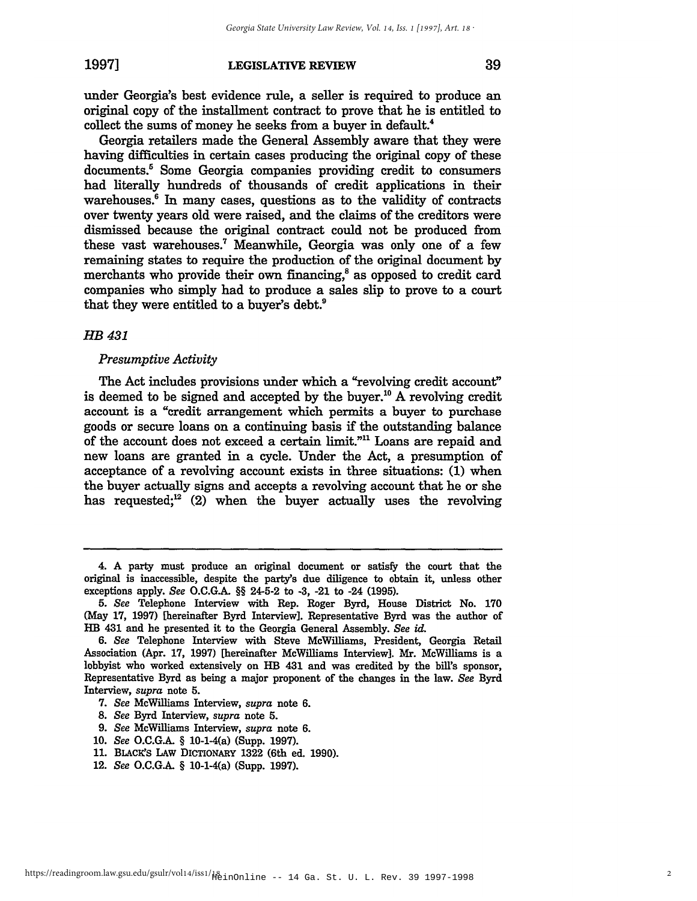under Georgia's best evidence rule, a seller is required to produce an original copy of the installment contract to prove that he is entitled to collect the sums of money he seeks from a buyer in default.[4]

Georgia retailers made the General Assembly aware that they were having difficulties in certain cases producing the original copy of these documents.[5] Some Georgia companies providing credit to consumers had literally hundreds of thousands of credit applications in their warehouses.[6] In many cases, questions as to the validity of contracts over twenty years old were raised, and the claims of the creditors were dismissed because the original contract could not be produced from these vast warehouses.[7] Meanwhile, Georgia was only one of a few remaining states to require the production of the original document by merchants who provide their own financing,[8] as opposed to credit card companies who simply had to produce a sales slip to prove to a court that they were entitled to a buyer's debt.[9]

### *HB 431*

#### *Presumptive Activity*

The Act includes provisions under which a "revolving credit account" is deemed to be signed and accepted by the buyer.[10] A revolving credit account is a "credit arrangement which permits a buyer to purchase goods or secure loans on a continuing basis if the outstanding balance of the account does not exceed a certain limit."[11] Loans are repaid and new loans are granted in a cycle. Under the Act, a presumption of acceptance of a revolving account exists in three situations: (1) when the buyer actually signs and accepts a revolving account that he or she has requested;[12] (2) when the buyer actually uses the revolving

---

4. A party must produce an original document or satisfy the court that the original is inaccessible, despite the party's due diligence to obtain it, unless other exceptions apply. *See* O.C.G.A. §§ 24-5-2 to -3, -21 to -24 (1995).

5. *See* Telephone Interview with Rep. Roger Byrd, House District No. 170 (May 17, 1997) [hereinafter Byrd Interview]. Representative Byrd was the author of HB 431 and he presented it to the Georgia General Assembly. *See id.*

6. *See* Telephone Interview with Steve McWilliams, President, Georgia Retail Association (Apr. 17, 1997) [hereinafter McWilliams Interview]. Mr. McWilliams is a lobbyist who worked extensively on HB 431 and was credited by the bill's sponsor, Representative Byrd as being a major proponent of the changes in the law. *See* Byrd Interview, *supra* note 5.

7. *See* McWilliams Interview, *supra* note 6.

8. *See* Byrd Interview, *supra* note 5.

9. *See* McWilliams Interview, *supra* note 6.

10. *See* O.C.G.A. § 10-1-4(a) (Supp. 1997).

11. BLACK'S LAW DICTIONARY 1322 (6th ed. 1990).

12. *See* O.C.G.A. § 10-1-4(a) (Supp. 1997).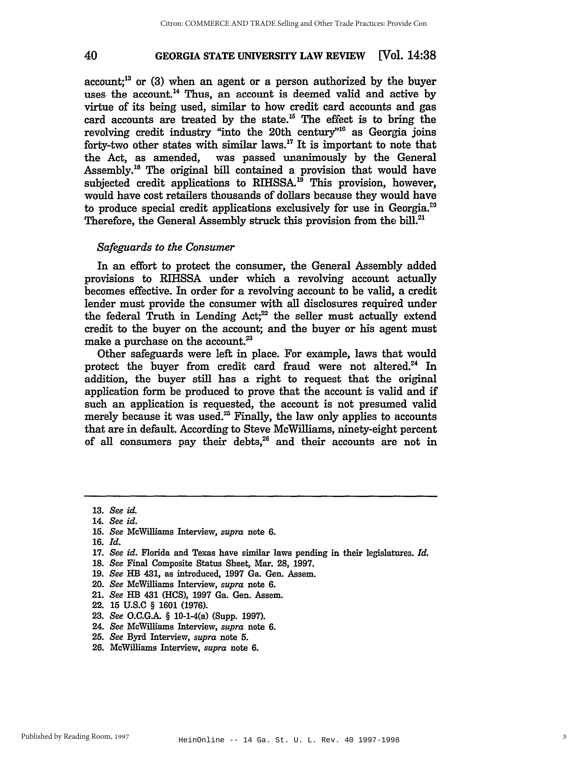account;[13] or (3) when an agent or a person authorized by the buyer uses the account.[14] Thus, an account is deemed valid and active by virtue of its being used, similar to how credit card accounts and gas card accounts are treated by the state.[15] The effect is to bring the revolving credit industry "into the 20th century"[16] as Georgia joins forty-two other states with similar laws.[17] It is important to note that the Act, as amended, was passed unanimously by the General Assembly.[18] The original bill contained a provision that would have subjected credit applications to RIHSSA.[19] This provision, however, would have cost retailers thousands of dollars because they would have to produce special credit applications exclusively for use in Georgia.[20] Therefore, the General Assembly struck this provision from the bill.[21]

### *Safeguards to the Consumer*

In an effort to protect the consumer, the General Assembly added provisions to RIHSSA under which a revolving account actually becomes effective. In order for a revolving account to be valid, a credit lender must provide the consumer with all disclosures required under the federal Truth in Lending Act;[22] the seller must actually extend credit to the buyer on the account; and the buyer or his agent must make a purchase on the account.[23]

Other safeguards were left in place. For example, laws that would protect the buyer from credit card fraud were not altered.[24] In addition, the buyer still has a right to request that the original application form be produced to prove that the account is valid and if such an application is requested, the account is not presumed valid merely because it was used.[25] Finally, the law only applies to accounts that are in default. According to Steve McWilliams, ninety-eight percent of all consumers pay their debts,[26] and their accounts are not in

---

13. *See id.*
14. *See id.*
15. *See* McWilliams Interview, *supra* note 6.
16. *Id.*
17. *See id.* Florida and Texas have similar laws pending in their legislatures. *Id.*
18. *See* Final Composite Status Sheet, Mar. 28, 1997.
19. *See* HB 431, as introduced, 1997 Ga. Gen. Assem.
20. *See* McWilliams Interview, *supra* note 6.
21. *See* HB 431 (HCS), 1997 Ga. Gen. Assem.
22. 15 U.S.C § 1601 (1976).
23. *See* O.C.G.A. § 10-1-4(a) (Supp. 1997).
24. *See* McWilliams Interview, *supra* note 6.
25. *See* Byrd Interview, *supra* note 5.
26. McWilliams Interview, *supra* note 6.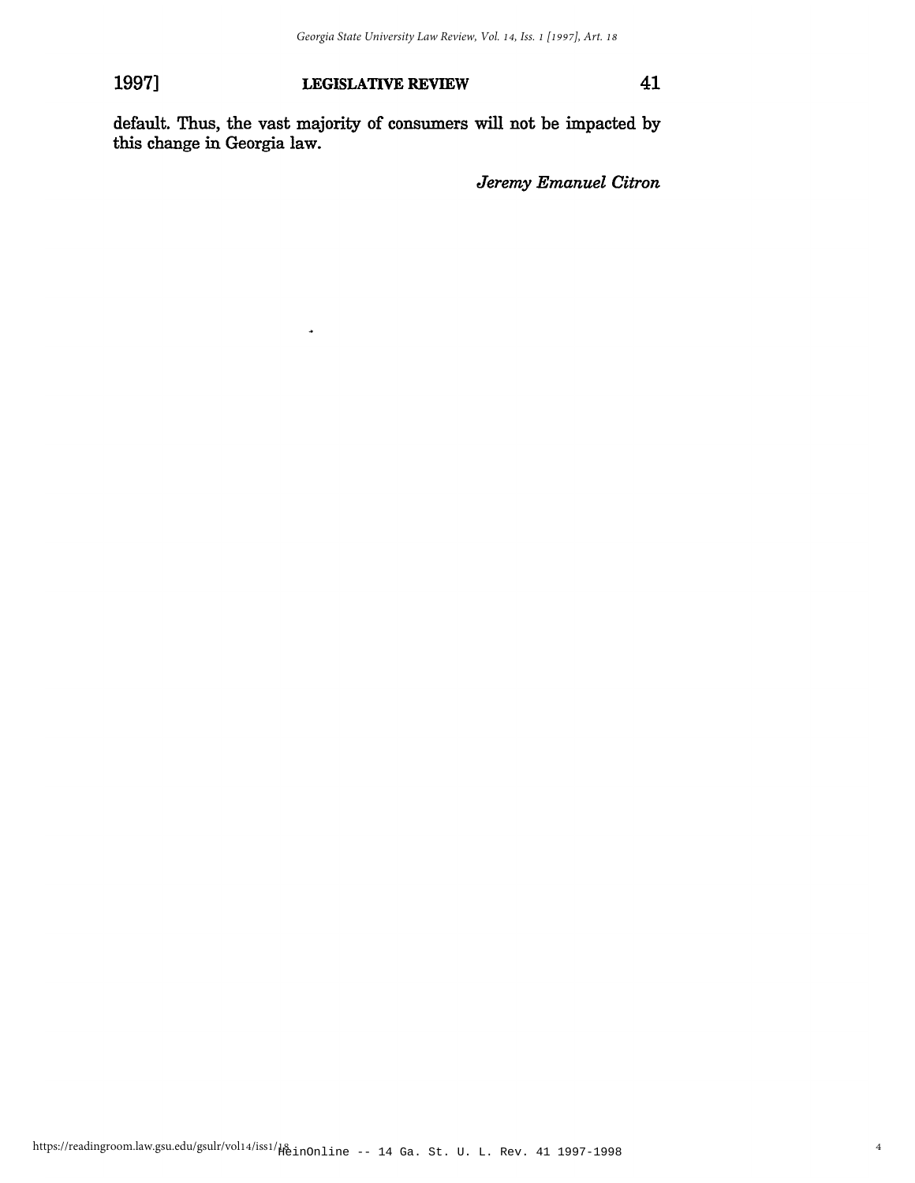default. Thus, the vast majority of consumers will not be impacted by this change in Georgia law.

*Jeremy Emanuel Citron*